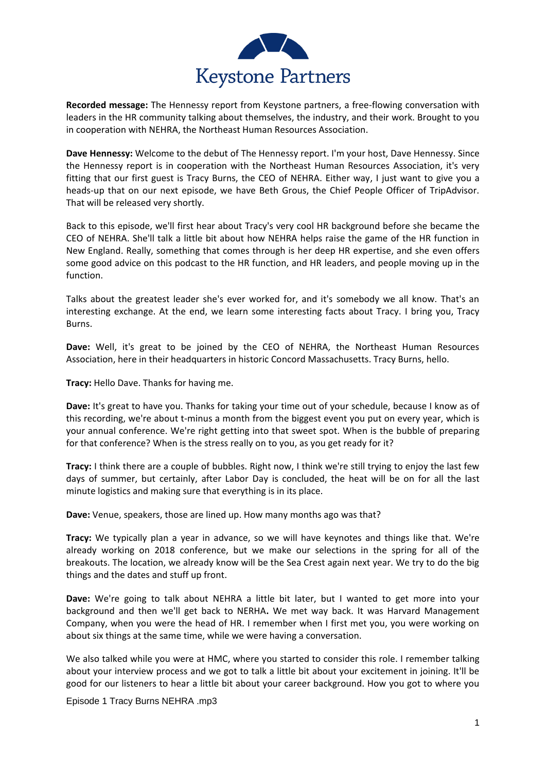Keystone Partners

**Recorded message:** The Hennessy report from Keystone partners, a free-flowing conversation with leaders in the HR community talking about themselves, the industry, and their work. Brought to you in cooperation with NEHRA, the Northeast Human Resources Association.

**Dave Hennessy:** Welcome to the debut of The Hennessy report. I'm your host, Dave Hennessy. Since the Hennessy report is in cooperation with the Northeast Human Resources Association, it's very fitting that our first guest is Tracy Burns, the CEO of NEHRA. Either way, I just want to give you a heads-up that on our next episode, we have Beth Grous, the Chief People Officer of TripAdvisor. That will be released very shortly.

Back to this episode, we'll first hear about Tracy's very cool HR background before she became the CEO of NEHRA. She'll talk a little bit about how NEHRA helps raise the game of the HR function in New England. Really, something that comes through is her deep HR expertise, and she even offers some good advice on this podcast to the HR function, and HR leaders, and people moving up in the function.

Talks about the greatest leader she's ever worked for, and it's somebody we all know. That's an interesting exchange. At the end, we learn some interesting facts about Tracy. I bring you, Tracy Burns.

**Dave:** Well, it's great to be joined by the CEO of NEHRA, the Northeast Human Resources Association, here in their headquarters in historic Concord Massachusetts. Tracy Burns, hello.

**Tracy:** Hello Dave. Thanks for having me.

**Dave:** It's great to have you. Thanks for taking your time out of your schedule, because I know as of this recording, we're about t-minus a month from the biggest event you put on every year, which is your annual conference. We're right getting into that sweet spot. When is the bubble of preparing for that conference? When is the stress really on to you, as you get ready for it?

**Tracy:** I think there are a couple of bubbles. Right now, I think we're still trying to enjoy the last few days of summer, but certainly, after Labor Day is concluded, the heat will be on for all the last minute logistics and making sure that everything is in its place.

**Dave:** Venue, speakers, those are lined up. How many months ago was that?

**Tracy:** We typically plan a year in advance, so we will have keynotes and things like that. We're already working on 2018 conference, but we make our selections in the spring for all of the breakouts. The location, we already know will be the Sea Crest again next year. We try to do the big things and the dates and stuff up front.

**Dave:** We're going to talk about NEHRA a little bit later, but I wanted to get more into your background and then we'll get back to NERHA**.** We met way back. It was Harvard Management Company, when you were the head of HR. I remember when I first met you, you were working on about six things at the same time, while we were having a conversation.

We also talked while you were at HMC, where you started to consider this role. I remember talking about your interview process and we got to talk a little bit about your excitement in joining. It'll be good for our listeners to hear a little bit about your career background. How you got to where you

Episode 1 Tracy Burns NEHRA .mp3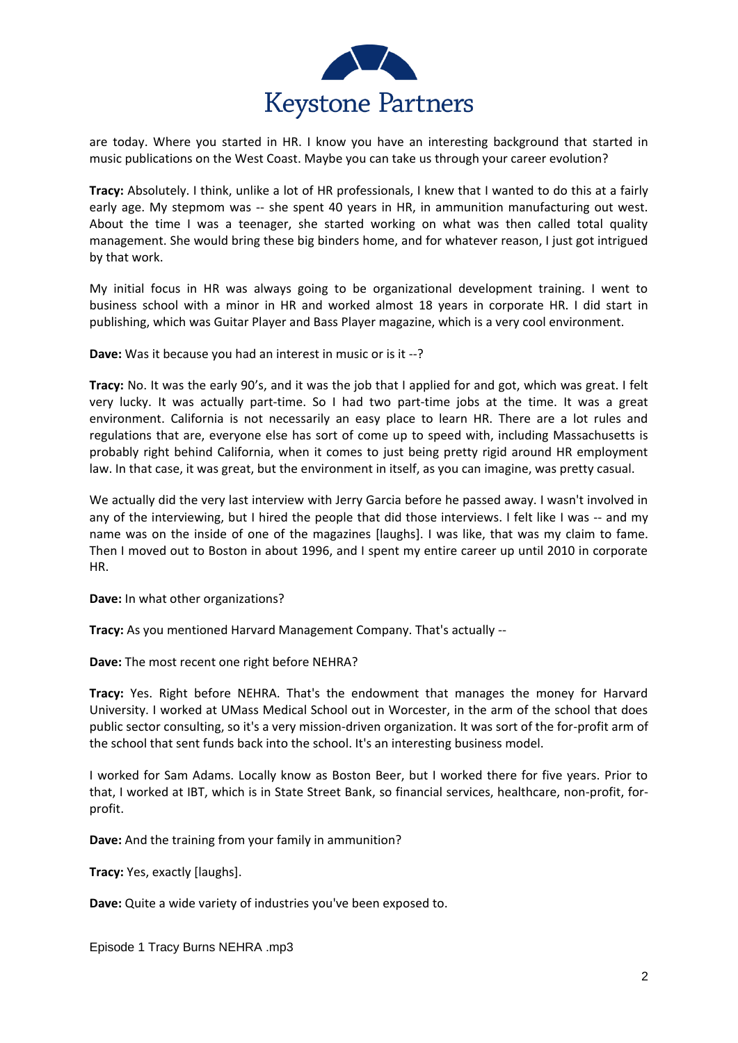are today. Where you started in HR. I know you have an interesting background that started in music publications on the West Coast. Maybe you can take us through your career evolution?

**Tracy:** Absolutely. I think, unlike a lot of HR professionals, I knew that I wanted to do this at a fairly early age. My stepmom was -- she spent 40 years in HR, in ammunition manufacturing out west. About the time I was a teenager, she started working on what was then called total quality management. She would bring these big binders home, and for whatever reason, I just got intrigued by that work.

My initial focus in HR was always going to be organizational development training. I went to business school with a minor in HR and worked almost 18 years in corporate HR. I did start in publishing, which was Guitar Player and Bass Player magazine, which is a very cool environment.

**Dave:** Was it because you had an interest in music or is it --?

**Tracy:** No. It was the early 90's, and it was the job that I applied for and got, which was great. I felt very lucky. It was actually part-time. So I had two part-time jobs at the time. It was a great environment. California is not necessarily an easy place to learn HR. There are a lot rules and regulations that are, everyone else has sort of come up to speed with, including Massachusetts is probably right behind California, when it comes to just being pretty rigid around HR employment law. In that case, it was great, but the environment in itself, as you can imagine, was pretty casual.

We actually did the very last interview with Jerry Garcia before he passed away. I wasn't involved in any of the interviewing, but I hired the people that did those interviews. I felt like I was -- and my name was on the inside of one of the magazines [laughs]. I was like, that was my claim to fame. Then I moved out to Boston in about 1996, and I spent my entire career up until 2010 in corporate HR.

**Dave:** In what other organizations?

**Tracy:** As you mentioned Harvard Management Company. That's actually --

**Dave:** The most recent one right before NEHRA?

**Tracy:** Yes. Right before NEHRA. That's the endowment that manages the money for Harvard University. I worked at UMass Medical School out in Worcester, in the arm of the school that does public sector consulting, so it's a very mission-driven organization. It was sort of the for-profit arm of the school that sent funds back into the school. It's an interesting business model.

I worked for Sam Adams. Locally know as Boston Beer, but I worked there for five years. Prior to that, I worked at IBT, which is in State Street Bank, so financial services, healthcare, non-profit, for-profit.

**Dave:** And the training from your family in ammunition?

**Tracy:** Yes, exactly [laughs].

**Dave:** Quite a wide variety of industries you've been exposed to.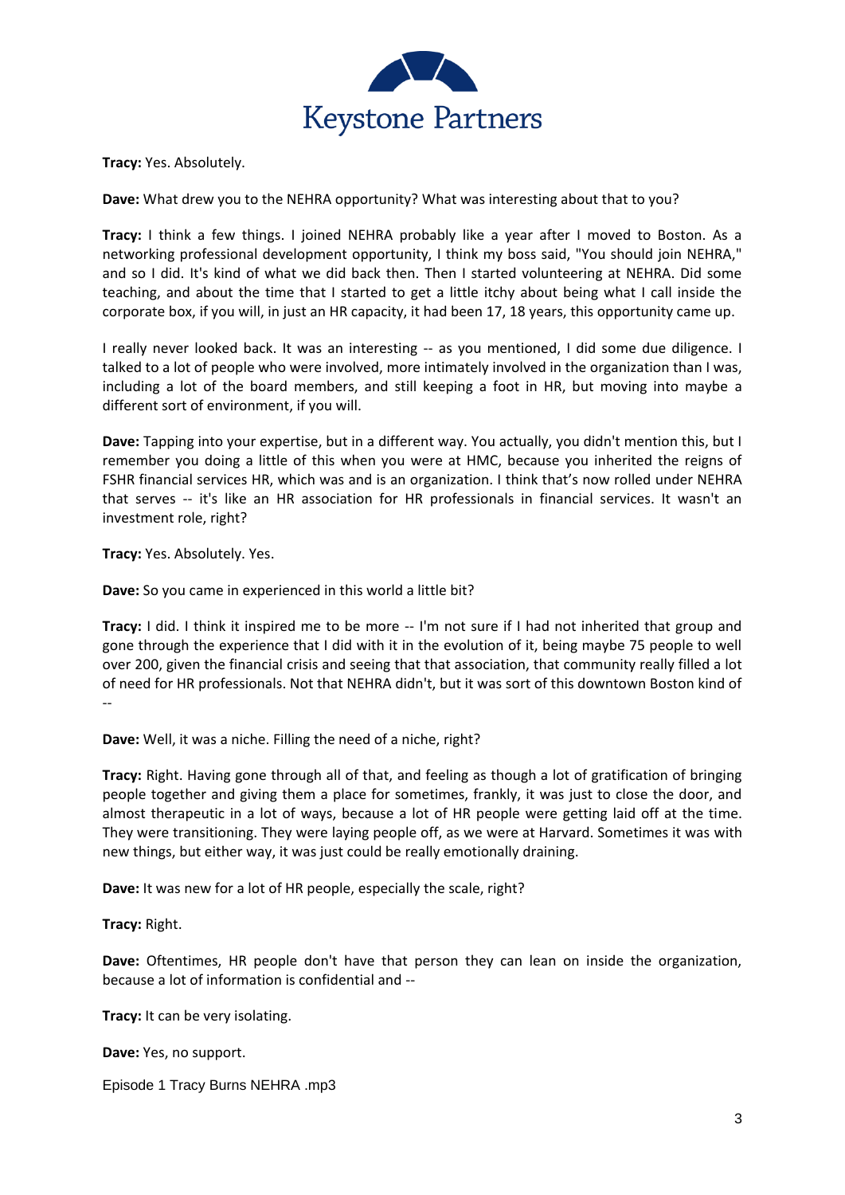**Tracy:** Yes. Absolutely.

**Dave:** What drew you to the NEHRA opportunity? What was interesting about that to you?

**Tracy:** I think a few things. I joined NEHRA probably like a year after I moved to Boston. As a networking professional development opportunity, I think my boss said, "You should join NEHRA," and so I did. It's kind of what we did back then. Then I started volunteering at NEHRA. Did some teaching, and about the time that I started to get a little itchy about being what I call inside the corporate box, if you will, in just an HR capacity, it had been 17, 18 years, this opportunity came up.

I really never looked back. It was an interesting -- as you mentioned, I did some due diligence. I talked to a lot of people who were involved, more intimately involved in the organization than I was, including a lot of the board members, and still keeping a foot in HR, but moving into maybe a different sort of environment, if you will.

**Dave:** Tapping into your expertise, but in a different way. You actually, you didn't mention this, but I remember you doing a little of this when you were at HMC, because you inherited the reigns of FSHR financial services HR, which was and is an organization. I think that's now rolled under NEHRA that serves -- it's like an HR association for HR professionals in financial services. It wasn't an investment role, right?

**Tracy:** Yes. Absolutely. Yes.

**Dave:** So you came in experienced in this world a little bit?

**Tracy:** I did. I think it inspired me to be more -- I'm not sure if I had not inherited that group and gone through the experience that I did with it in the evolution of it, being maybe 75 people to well over 200, given the financial crisis and seeing that that association, that community really filled a lot of need for HR professionals. Not that NEHRA didn't, but it was sort of this downtown Boston kind of --

**Dave:** Well, it was a niche. Filling the need of a niche, right?

**Tracy:** Right. Having gone through all of that, and feeling as though a lot of gratification of bringing people together and giving them a place for sometimes, frankly, it was just to close the door, and almost therapeutic in a lot of ways, because a lot of HR people were getting laid off at the time. They were transitioning. They were laying people off, as we were at Harvard. Sometimes it was with new things, but either way, it was just could be really emotionally draining.

**Dave:** It was new for a lot of HR people, especially the scale, right?

**Tracy:** Right.

**Dave:** Oftentimes, HR people don't have that person they can lean on inside the organization, because a lot of information is confidential and --

**Tracy:** It can be very isolating.

**Dave:** Yes, no support.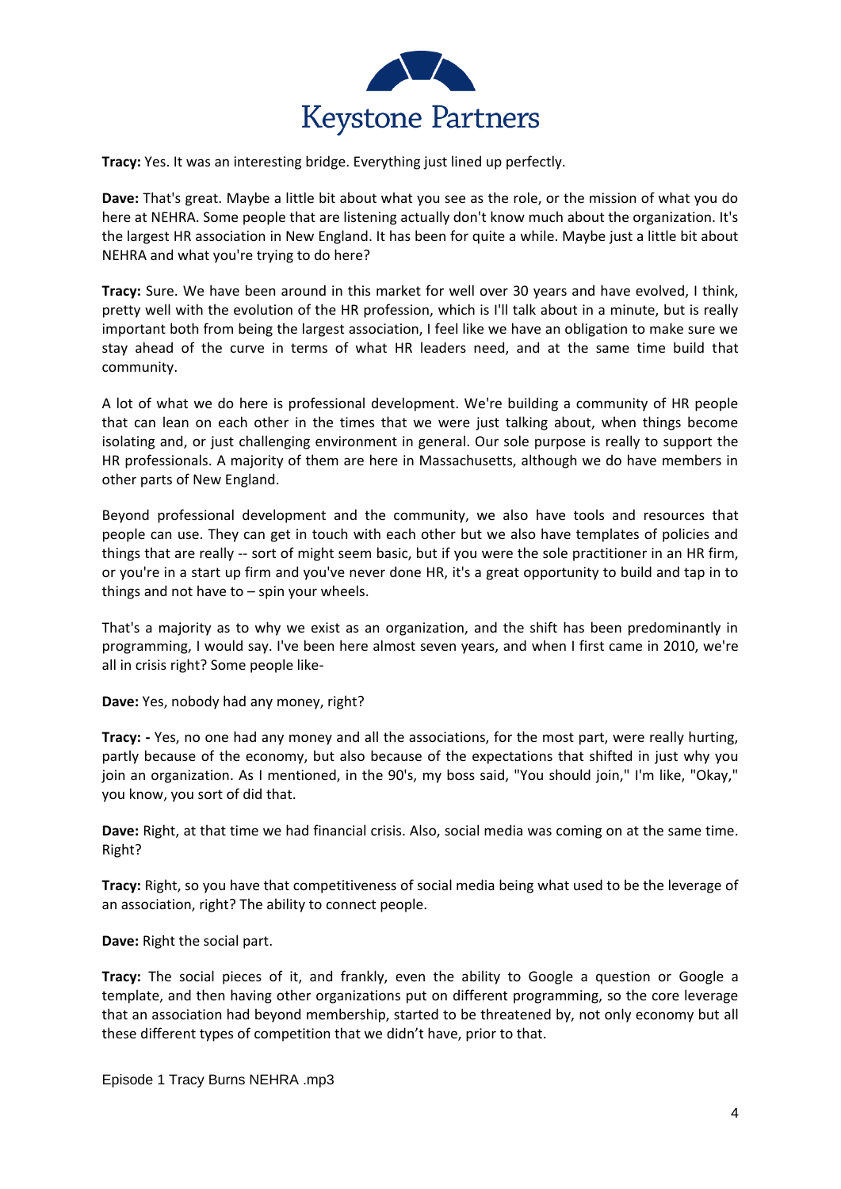**Tracy:** Yes. It was an interesting bridge. Everything just lined up perfectly.

**Dave:** That's great. Maybe a little bit about what you see as the role, or the mission of what you do here at NEHRA. Some people that are listening actually don't know much about the organization. It's the largest HR association in New England. It has been for quite a while. Maybe just a little bit about NEHRA and what you're trying to do here?

**Tracy:** Sure. We have been around in this market for well over 30 years and have evolved, I think, pretty well with the evolution of the HR profession, which is I'll talk about in a minute, but is really important both from being the largest association, I feel like we have an obligation to make sure we stay ahead of the curve in terms of what HR leaders need, and at the same time build that community.

A lot of what we do here is professional development. We're building a community of HR people that can lean on each other in the times that we were just talking about, when things become isolating and, or just challenging environment in general. Our sole purpose is really to support the HR professionals. A majority of them are here in Massachusetts, although we do have members in other parts of New England.

Beyond professional development and the community, we also have tools and resources that people can use. They can get in touch with each other but we also have templates of policies and things that are really -- sort of might seem basic, but if you were the sole practitioner in an HR firm, or you're in a start up firm and you've never done HR, it's a great opportunity to build and tap in to things and not have to – spin your wheels.

That's a majority as to why we exist as an organization, and the shift has been predominantly in programming, I would say. I've been here almost seven years, and when I first came in 2010, we're all in crisis right? Some people like-

**Dave:** Yes, nobody had any money, right?

**Tracy: -** Yes, no one had any money and all the associations, for the most part, were really hurting, partly because of the economy, but also because of the expectations that shifted in just why you join an organization. As I mentioned, in the 90's, my boss said, "You should join," I'm like, "Okay," you know, you sort of did that.

**Dave:** Right, at that time we had financial crisis. Also, social media was coming on at the same time. Right?

**Tracy:** Right, so you have that competitiveness of social media being what used to be the leverage of an association, right? The ability to connect people.

**Dave:** Right the social part.

**Tracy:** The social pieces of it, and frankly, even the ability to Google a question or Google a template, and then having other organizations put on different programming, so the core leverage that an association had beyond membership, started to be threatened by, not only economy but all these different types of competition that we didn't have, prior to that.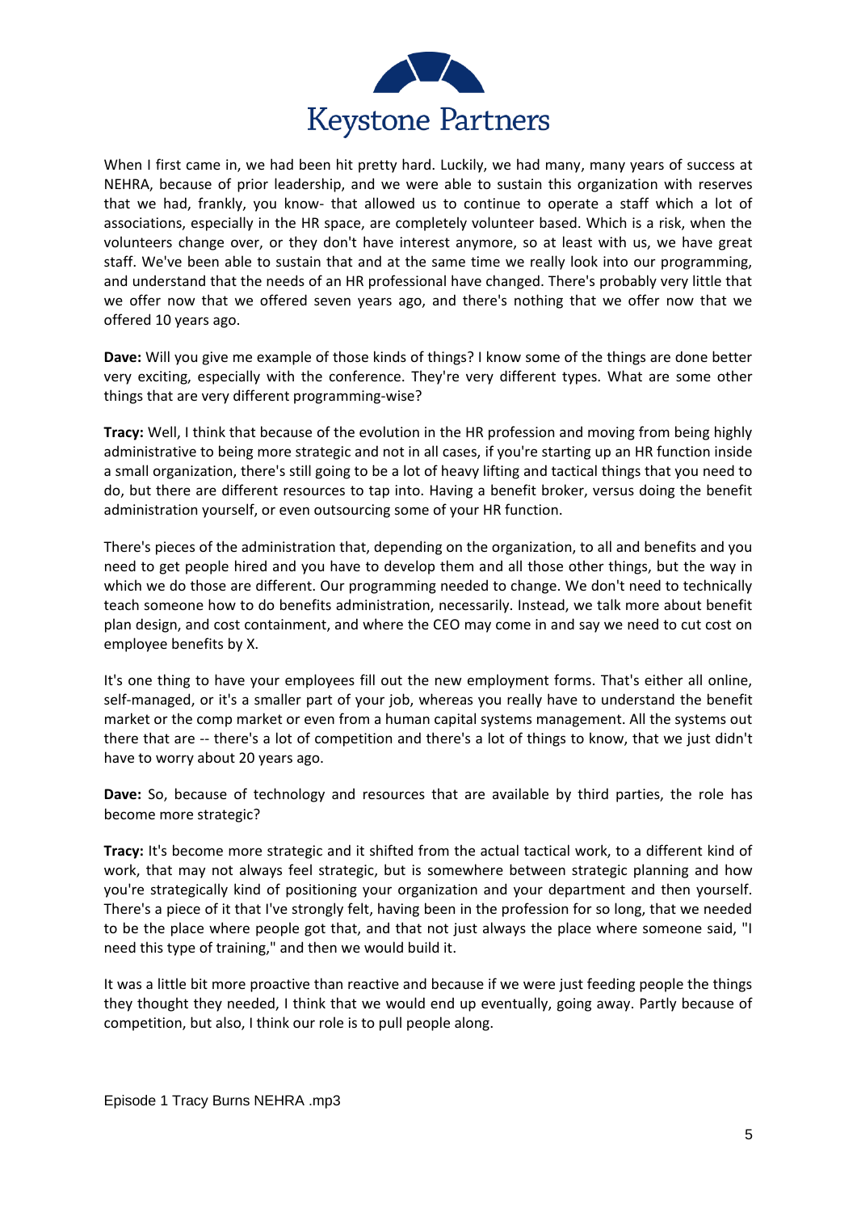When I first came in, we had been hit pretty hard. Luckily, we had many, many years of success at NEHRA, because of prior leadership, and we were able to sustain this organization with reserves that we had, frankly, you know- that allowed us to continue to operate a staff which a lot of associations, especially in the HR space, are completely volunteer based. Which is a risk, when the volunteers change over, or they don't have interest anymore, so at least with us, we have great staff. We've been able to sustain that and at the same time we really look into our programming, and understand that the needs of an HR professional have changed. There's probably very little that we offer now that we offered seven years ago, and there's nothing that we offer now that we offered 10 years ago.

**Dave:** Will you give me example of those kinds of things? I know some of the things are done better very exciting, especially with the conference. They're very different types. What are some other things that are very different programming-wise?

**Tracy:** Well, I think that because of the evolution in the HR profession and moving from being highly administrative to being more strategic and not in all cases, if you're starting up an HR function inside a small organization, there's still going to be a lot of heavy lifting and tactical things that you need to do, but there are different resources to tap into. Having a benefit broker, versus doing the benefit administration yourself, or even outsourcing some of your HR function.

There's pieces of the administration that, depending on the organization, to all and benefits and you need to get people hired and you have to develop them and all those other things, but the way in which we do those are different. Our programming needed to change. We don't need to technically teach someone how to do benefits administration, necessarily. Instead, we talk more about benefit plan design, and cost containment, and where the CEO may come in and say we need to cut cost on employee benefits by X.

It's one thing to have your employees fill out the new employment forms. That's either all online, self-managed, or it's a smaller part of your job, whereas you really have to understand the benefit market or the comp market or even from a human capital systems management. All the systems out there that are -- there's a lot of competition and there's a lot of things to know, that we just didn't have to worry about 20 years ago.

**Dave:** So, because of technology and resources that are available by third parties, the role has become more strategic?

**Tracy:** It's become more strategic and it shifted from the actual tactical work, to a different kind of work, that may not always feel strategic, but is somewhere between strategic planning and how you're strategically kind of positioning your organization and your department and then yourself. There's a piece of it that I've strongly felt, having been in the profession for so long, that we needed to be the place where people got that, and that not just always the place where someone said, "I need this type of training," and then we would build it.

It was a little bit more proactive than reactive and because if we were just feeding people the things they thought they needed, I think that we would end up eventually, going away. Partly because of competition, but also, I think our role is to pull people along.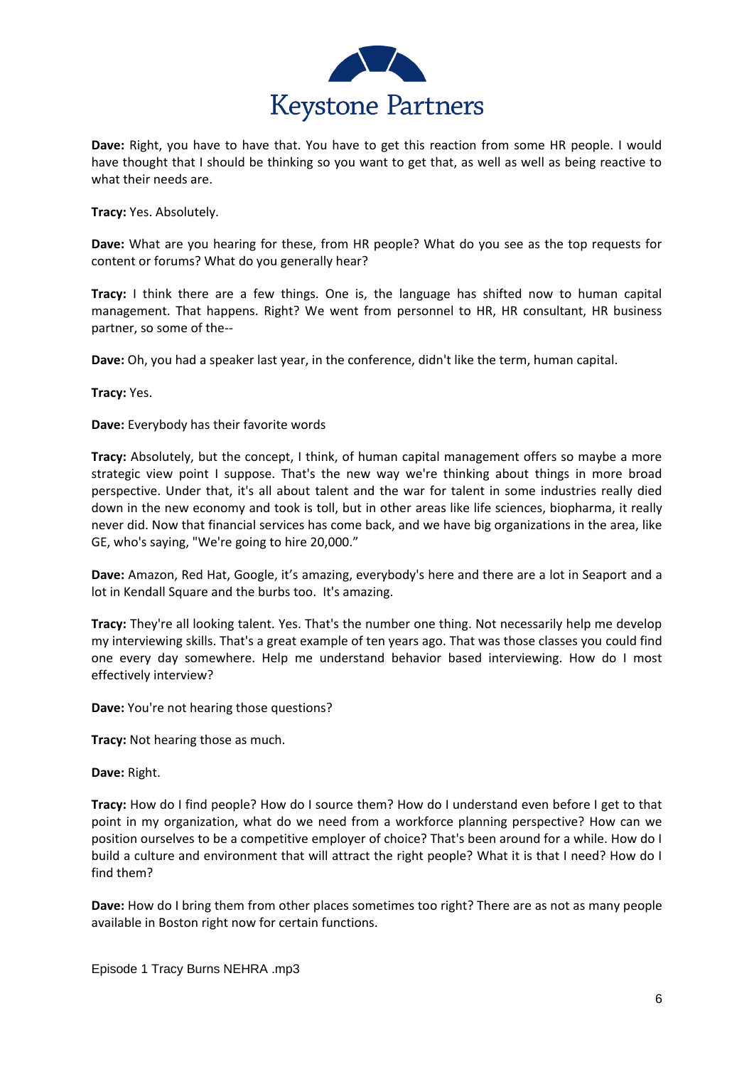**Dave:** Right, you have to have that. You have to get this reaction from some HR people. I would have thought that I should be thinking so you want to get that, as well as well as being reactive to what their needs are.

**Tracy:** Yes. Absolutely.

**Dave:** What are you hearing for these, from HR people? What do you see as the top requests for content or forums? What do you generally hear?

**Tracy:** I think there are a few things. One is, the language has shifted now to human capital management. That happens. Right? We went from personnel to HR, HR consultant, HR business partner, so some of the--

**Dave:** Oh, you had a speaker last year, in the conference, didn't like the term, human capital.

**Tracy:** Yes.

**Dave:** Everybody has their favorite words

**Tracy:** Absolutely, but the concept, I think, of human capital management offers so maybe a more strategic view point I suppose. That's the new way we're thinking about things in more broad perspective. Under that, it's all about talent and the war for talent in some industries really died down in the new economy and took is toll, but in other areas like life sciences, biopharma, it really never did. Now that financial services has come back, and we have big organizations in the area, like GE, who's saying, "We're going to hire 20,000."

**Dave:** Amazon, Red Hat, Google, it's amazing, everybody's here and there are a lot in Seaport and a lot in Kendall Square and the burbs too. It's amazing.

**Tracy:** They're all looking talent. Yes. That's the number one thing. Not necessarily help me develop my interviewing skills. That's a great example of ten years ago. That was those classes you could find one every day somewhere. Help me understand behavior based interviewing. How do I most effectively interview?

**Dave:** You're not hearing those questions?

**Tracy:** Not hearing those as much.

**Dave:** Right.

**Tracy:** How do I find people? How do I source them? How do I understand even before I get to that point in my organization, what do we need from a workforce planning perspective? How can we position ourselves to be a competitive employer of choice? That's been around for a while. How do I build a culture and environment that will attract the right people? What it is that I need? How do I find them?

**Dave:** How do I bring them from other places sometimes too right? There are as not as many people available in Boston right now for certain functions.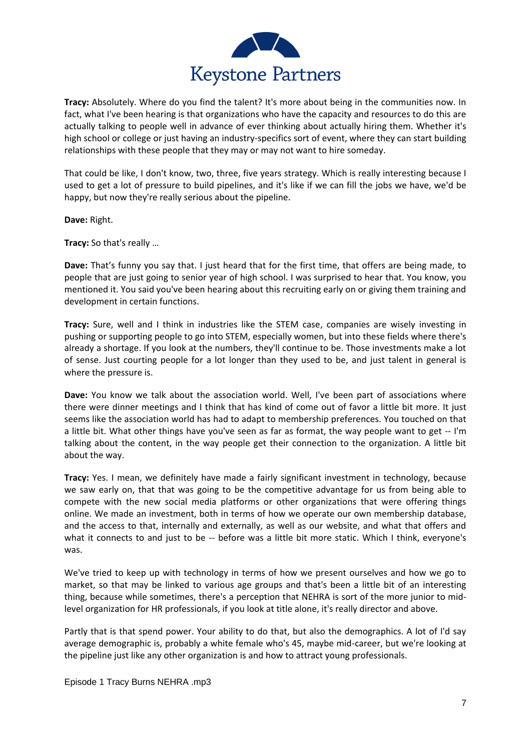**Tracy:** Absolutely. Where do you find the talent? It's more about being in the communities now. In fact, what I've been hearing is that organizations who have the capacity and resources to do this are actually talking to people well in advance of ever thinking about actually hiring them. Whether it's high school or college or just having an industry-specifics sort of event, where they can start building relationships with these people that they may or may not want to hire someday.

That could be like, I don't know, two, three, five years strategy. Which is really interesting because I used to get a lot of pressure to build pipelines, and it's like if we can fill the jobs we have, we'd be happy, but now they're really serious about the pipeline.

**Dave:** Right.

**Tracy:** So that's really …

**Dave:** That's funny you say that. I just heard that for the first time, that offers are being made, to people that are just going to senior year of high school. I was surprised to hear that. You know, you mentioned it. You said you've been hearing about this recruiting early on or giving them training and development in certain functions.

**Tracy:** Sure, well and I think in industries like the STEM case, companies are wisely investing in pushing or supporting people to go into STEM, especially women, but into these fields where there's already a shortage. If you look at the numbers, they'll continue to be. Those investments make a lot of sense. Just courting people for a lot longer than they used to be, and just talent in general is where the pressure is.

**Dave:** You know we talk about the association world. Well, I've been part of associations where there were dinner meetings and I think that has kind of come out of favor a little bit more. It just seems like the association world has had to adapt to membership preferences. You touched on that a little bit. What other things have you've seen as far as format, the way people want to get -- I'm talking about the content, in the way people get their connection to the organization. A little bit about the way.

**Tracy:** Yes. I mean, we definitely have made a fairly significant investment in technology, because we saw early on, that that was going to be the competitive advantage for us from being able to compete with the new social media platforms or other organizations that were offering things online. We made an investment, both in terms of how we operate our own membership database, and the access to that, internally and externally, as well as our website, and what that offers and what it connects to and just to be -- before was a little bit more static. Which I think, everyone's was.

We've tried to keep up with technology in terms of how we present ourselves and how we go to market, so that may be linked to various age groups and that's been a little bit of an interesting thing, because while sometimes, there's a perception that NEHRA is sort of the more junior to mid-level organization for HR professionals, if you look at title alone, it's really director and above.

Partly that is that spend power. Your ability to do that, but also the demographics. A lot of I'd say average demographic is, probably a white female who's 45, maybe mid-career, but we're looking at the pipeline just like any other organization is and how to attract young professionals.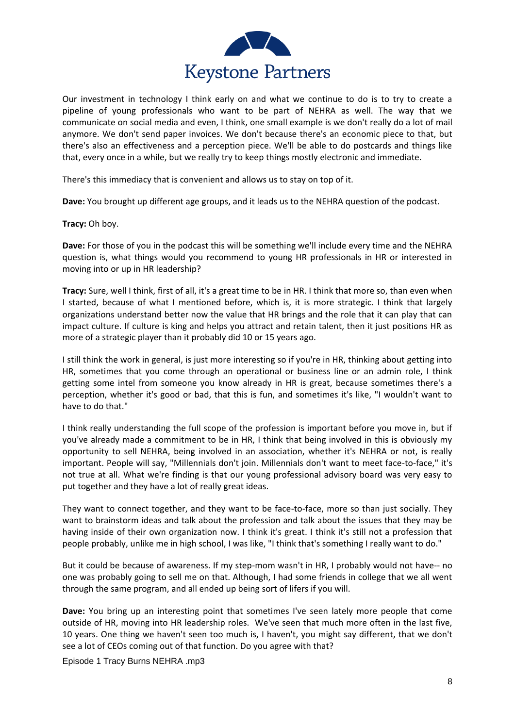Our investment in technology I think early on and what we continue to do is to try to create a pipeline of young professionals who want to be part of NEHRA as well. The way that we communicate on social media and even, I think, one small example is we don't really do a lot of mail anymore. We don't send paper invoices. We don't because there's an economic piece to that, but there's also an effectiveness and a perception piece. We'll be able to do postcards and things like that, every once in a while, but we really try to keep things mostly electronic and immediate.

There's this immediacy that is convenient and allows us to stay on top of it.

**Dave:** You brought up different age groups, and it leads us to the NEHRA question of the podcast.

**Tracy:** Oh boy.

**Dave:** For those of you in the podcast this will be something we'll include every time and the NEHRA question is, what things would you recommend to young HR professionals in HR or interested in moving into or up in HR leadership?

**Tracy:** Sure, well I think, first of all, it's a great time to be in HR. I think that more so, than even when I started, because of what I mentioned before, which is, it is more strategic. I think that largely organizations understand better now the value that HR brings and the role that it can play that can impact culture. If culture is king and helps you attract and retain talent, then it just positions HR as more of a strategic player than it probably did 10 or 15 years ago.

I still think the work in general, is just more interesting so if you're in HR, thinking about getting into HR, sometimes that you come through an operational or business line or an admin role, I think getting some intel from someone you know already in HR is great, because sometimes there's a perception, whether it's good or bad, that this is fun, and sometimes it's like, "I wouldn't want to have to do that."

I think really understanding the full scope of the profession is important before you move in, but if you've already made a commitment to be in HR, I think that being involved in this is obviously my opportunity to sell NEHRA, being involved in an association, whether it's NEHRA or not, is really important. People will say, "Millennials don't join. Millennials don't want to meet face-to-face," it's not true at all. What we're finding is that our young professional advisory board was very easy to put together and they have a lot of really great ideas.

They want to connect together, and they want to be face-to-face, more so than just socially. They want to brainstorm ideas and talk about the profession and talk about the issues that they may be having inside of their own organization now. I think it's great. I think it's still not a profession that people probably, unlike me in high school, I was like, "I think that's something I really want to do."

But it could be because of awareness. If my step-mom wasn't in HR, I probably would not have-- no one was probably going to sell me on that. Although, I had some friends in college that we all went through the same program, and all ended up being sort of lifers if you will.

**Dave:** You bring up an interesting point that sometimes I've seen lately more people that come outside of HR, moving into HR leadership roles. We've seen that much more often in the last five, 10 years. One thing we haven't seen too much is, I haven't, you might say different, that we don't see a lot of CEOs coming out of that function. Do you agree with that?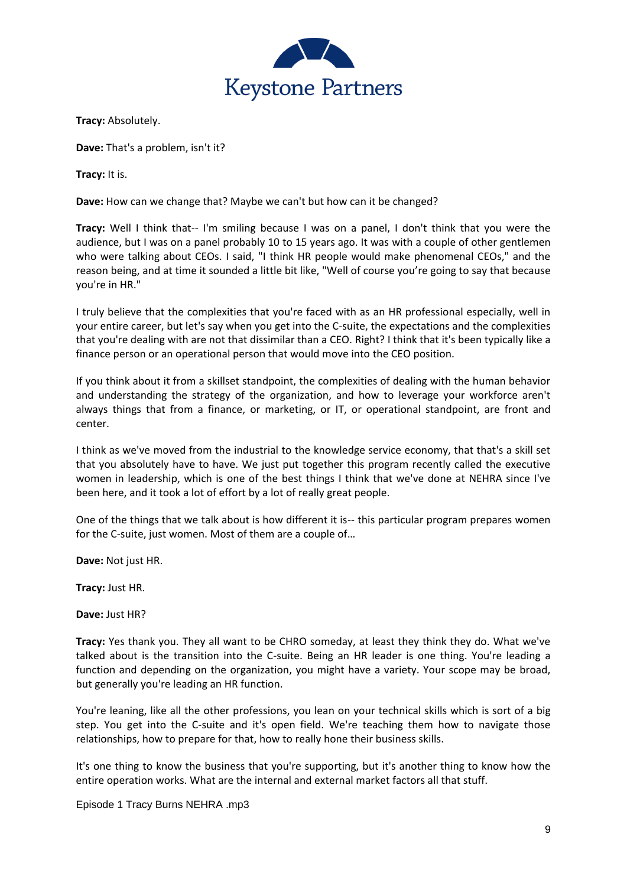**Tracy:** Absolutely.

**Dave:** That's a problem, isn't it?

**Tracy:** It is.

**Dave:** How can we change that? Maybe we can't but how can it be changed?

**Tracy:** Well I think that-- I'm smiling because I was on a panel, I don't think that you were the audience, but I was on a panel probably 10 to 15 years ago. It was with a couple of other gentlemen who were talking about CEOs. I said, "I think HR people would make phenomenal CEOs," and the reason being, and at time it sounded a little bit like, "Well of course you're going to say that because you're in HR."

I truly believe that the complexities that you're faced with as an HR professional especially, well in your entire career, but let's say when you get into the C-suite, the expectations and the complexities that you're dealing with are not that dissimilar than a CEO. Right? I think that it's been typically like a finance person or an operational person that would move into the CEO position.

If you think about it from a skillset standpoint, the complexities of dealing with the human behavior and understanding the strategy of the organization, and how to leverage your workforce aren't always things that from a finance, or marketing, or IT, or operational standpoint, are front and center.

I think as we've moved from the industrial to the knowledge service economy, that that's a skill set that you absolutely have to have. We just put together this program recently called the executive women in leadership, which is one of the best things I think that we've done at NEHRA since I've been here, and it took a lot of effort by a lot of really great people.

One of the things that we talk about is how different it is-- this particular program prepares women for the C-suite, just women. Most of them are a couple of…

**Dave:** Not just HR.

**Tracy:** Just HR.

**Dave:** Just HR?

**Tracy:** Yes thank you. They all want to be CHRO someday, at least they think they do. What we've talked about is the transition into the C-suite. Being an HR leader is one thing. You're leading a function and depending on the organization, you might have a variety. Your scope may be broad, but generally you're leading an HR function.

You're leaning, like all the other professions, you lean on your technical skills which is sort of a big step. You get into the C-suite and it's open field. We're teaching them how to navigate those relationships, how to prepare for that, how to really hone their business skills.

It's one thing to know the business that you're supporting, but it's another thing to know how the entire operation works. What are the internal and external market factors all that stuff.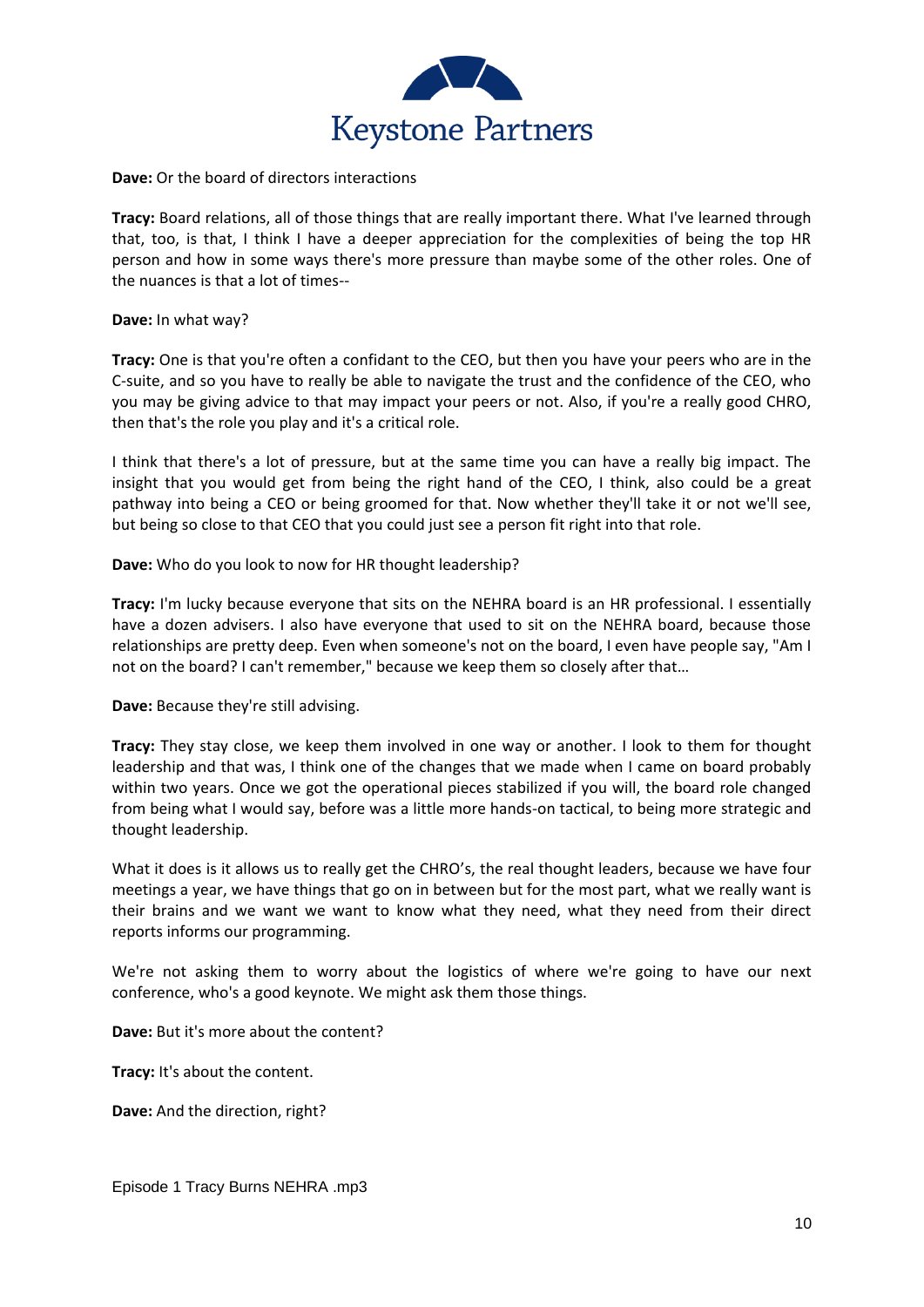**Dave:** Or the board of directors interactions

**Tracy:** Board relations, all of those things that are really important there. What I've learned through that, too, is that, I think I have a deeper appreciation for the complexities of being the top HR person and how in some ways there's more pressure than maybe some of the other roles. One of the nuances is that a lot of times--

**Dave:** In what way?

**Tracy:** One is that you're often a confidant to the CEO, but then you have your peers who are in the C-suite, and so you have to really be able to navigate the trust and the confidence of the CEO, who you may be giving advice to that may impact your peers or not. Also, if you're a really good CHRO, then that's the role you play and it's a critical role.

I think that there's a lot of pressure, but at the same time you can have a really big impact. The insight that you would get from being the right hand of the CEO, I think, also could be a great pathway into being a CEO or being groomed for that. Now whether they'll take it or not we'll see, but being so close to that CEO that you could just see a person fit right into that role.

**Dave:** Who do you look to now for HR thought leadership?

**Tracy:** I'm lucky because everyone that sits on the NEHRA board is an HR professional. I essentially have a dozen advisers. I also have everyone that used to sit on the NEHRA board, because those relationships are pretty deep. Even when someone's not on the board, I even have people say, "Am I not on the board? I can't remember," because we keep them so closely after that…

**Dave:** Because they're still advising.

**Tracy:** They stay close, we keep them involved in one way or another. I look to them for thought leadership and that was, I think one of the changes that we made when I came on board probably within two years. Once we got the operational pieces stabilized if you will, the board role changed from being what I would say, before was a little more hands-on tactical, to being more strategic and thought leadership.

What it does is it allows us to really get the CHRO's, the real thought leaders, because we have four meetings a year, we have things that go on in between but for the most part, what we really want is their brains and we want we want to know what they need, what they need from their direct reports informs our programming.

We're not asking them to worry about the logistics of where we're going to have our next conference, who's a good keynote. We might ask them those things.

**Dave:** But it's more about the content?

**Tracy:** It's about the content.

**Dave:** And the direction, right?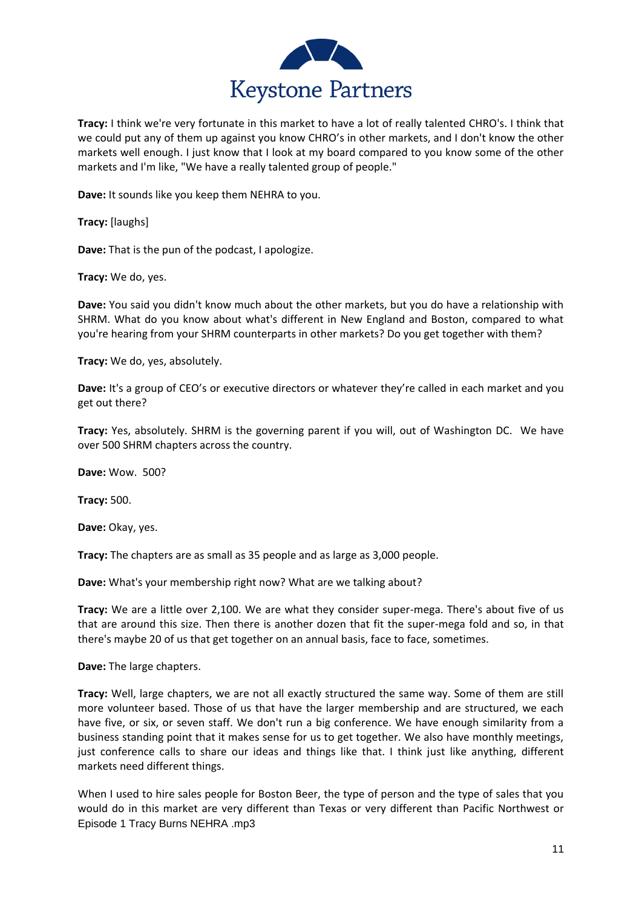**Tracy:** I think we're very fortunate in this market to have a lot of really talented CHRO's. I think that we could put any of them up against you know CHRO's in other markets, and I don't know the other markets well enough. I just know that I look at my board compared to you know some of the other markets and I'm like, "We have a really talented group of people."

**Dave:** It sounds like you keep them NEHRA to you.

**Tracy:** [laughs]

**Dave:** That is the pun of the podcast, I apologize.

**Tracy:** We do, yes.

**Dave:** You said you didn't know much about the other markets, but you do have a relationship with SHRM. What do you know about what's different in New England and Boston, compared to what you're hearing from your SHRM counterparts in other markets? Do you get together with them?

**Tracy:** We do, yes, absolutely.

**Dave:** It's a group of CEO's or executive directors or whatever they're called in each market and you get out there?

**Tracy:** Yes, absolutely. SHRM is the governing parent if you will, out of Washington DC. We have over 500 SHRM chapters across the country.

**Dave:** Wow. 500?

**Tracy:** 500.

**Dave:** Okay, yes.

**Tracy:** The chapters are as small as 35 people and as large as 3,000 people.

**Dave:** What's your membership right now? What are we talking about?

**Tracy:** We are a little over 2,100. We are what they consider super-mega. There's about five of us that are around this size. Then there is another dozen that fit the super-mega fold and so, in that there's maybe 20 of us that get together on an annual basis, face to face, sometimes.

**Dave:** The large chapters.

**Tracy:** Well, large chapters, we are not all exactly structured the same way. Some of them are still more volunteer based. Those of us that have the larger membership and are structured, we each have five, or six, or seven staff. We don't run a big conference. We have enough similarity from a business standing point that it makes sense for us to get together. We also have monthly meetings, just conference calls to share our ideas and things like that. I think just like anything, different markets need different things.

When I used to hire sales people for Boston Beer, the type of person and the type of sales that you would do in this market are very different than Texas or very different than Pacific Northwest or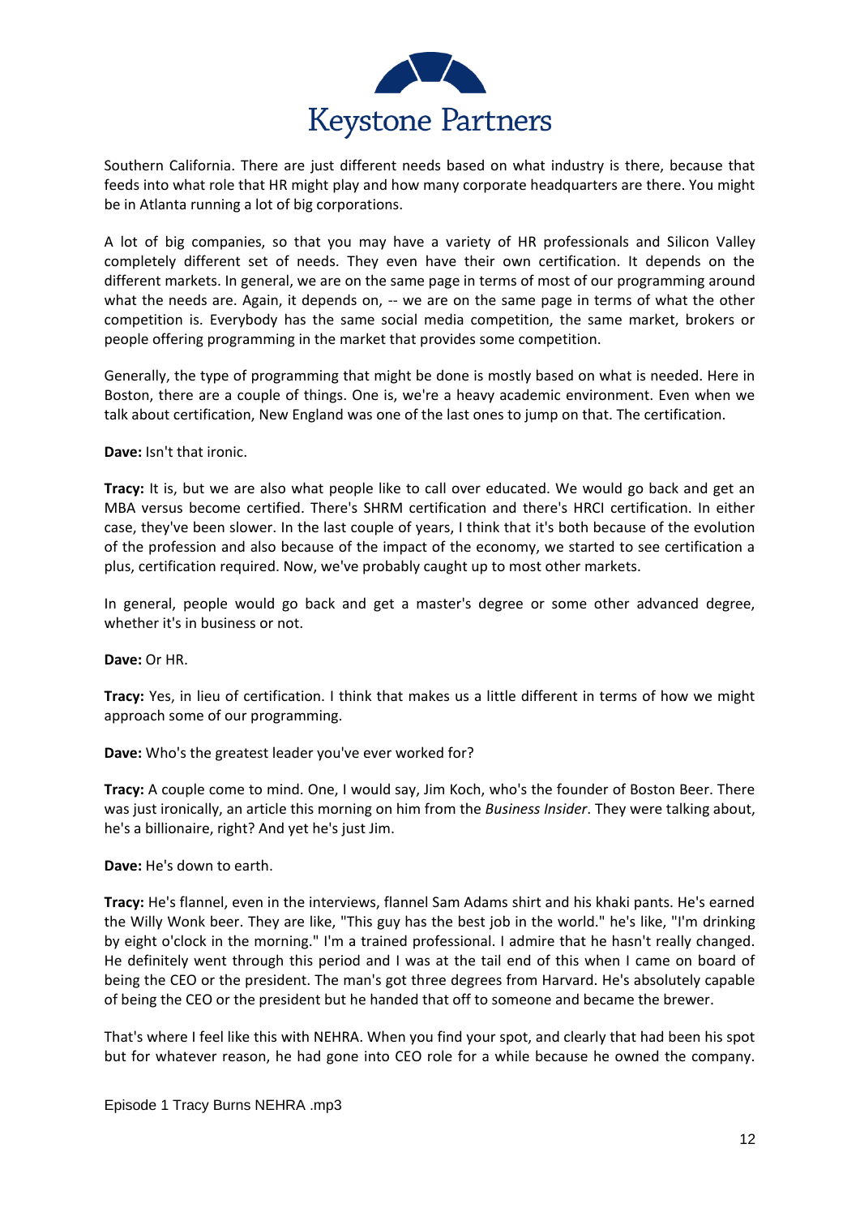Southern California. There are just different needs based on what industry is there, because that feeds into what role that HR might play and how many corporate headquarters are there. You might be in Atlanta running a lot of big corporations.

A lot of big companies, so that you may have a variety of HR professionals and Silicon Valley completely different set of needs. They even have their own certification. It depends on the different markets. In general, we are on the same page in terms of most of our programming around what the needs are. Again, it depends on, -- we are on the same page in terms of what the other competition is. Everybody has the same social media competition, the same market, brokers or people offering programming in the market that provides some competition.

Generally, the type of programming that might be done is mostly based on what is needed. Here in Boston, there are a couple of things. One is, we're a heavy academic environment. Even when we talk about certification, New England was one of the last ones to jump on that. The certification.

**Dave:** Isn't that ironic.

**Tracy:** It is, but we are also what people like to call over educated. We would go back and get an MBA versus become certified. There's SHRM certification and there's HRCI certification. In either case, they've been slower. In the last couple of years, I think that it's both because of the evolution of the profession and also because of the impact of the economy, we started to see certification a plus, certification required. Now, we've probably caught up to most other markets.

In general, people would go back and get a master's degree or some other advanced degree, whether it's in business or not.

**Dave:** Or HR.

**Tracy:** Yes, in lieu of certification. I think that makes us a little different in terms of how we might approach some of our programming.

**Dave:** Who's the greatest leader you've ever worked for?

**Tracy:** A couple come to mind. One, I would say, Jim Koch, who's the founder of Boston Beer. There was just ironically, an article this morning on him from the *Business Insider*. They were talking about, he's a billionaire, right? And yet he's just Jim.

**Dave:** He's down to earth.

**Tracy:** He's flannel, even in the interviews, flannel Sam Adams shirt and his khaki pants. He's earned the Willy Wonk beer. They are like, "This guy has the best job in the world." he's like, "I'm drinking by eight o'clock in the morning." I'm a trained professional. I admire that he hasn't really changed. He definitely went through this period and I was at the tail end of this when I came on board of being the CEO or the president. The man's got three degrees from Harvard. He's absolutely capable of being the CEO or the president but he handed that off to someone and became the brewer.

That's where I feel like this with NEHRA. When you find your spot, and clearly that had been his spot but for whatever reason, he had gone into CEO role for a while because he owned the company.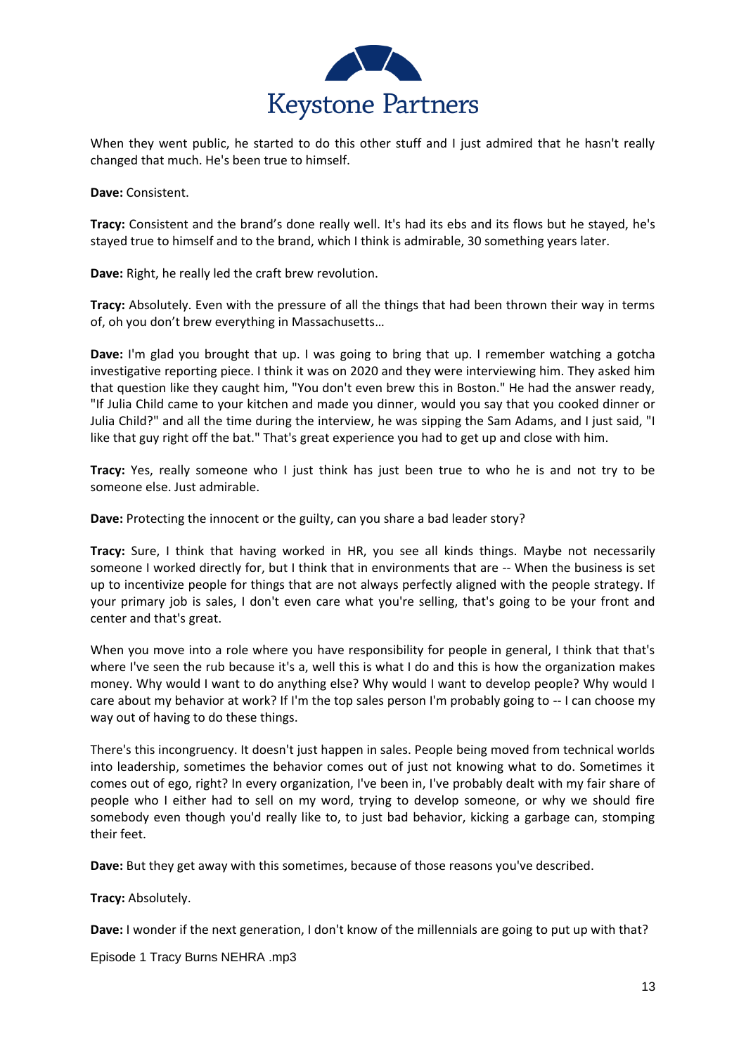When they went public, he started to do this other stuff and I just admired that he hasn't really changed that much. He's been true to himself.

**Dave:** Consistent.

**Tracy:** Consistent and the brand's done really well. It's had its ebs and its flows but he stayed, he's stayed true to himself and to the brand, which I think is admirable, 30 something years later.

**Dave:** Right, he really led the craft brew revolution.

**Tracy:** Absolutely. Even with the pressure of all the things that had been thrown their way in terms of, oh you don't brew everything in Massachusetts…

**Dave:** I'm glad you brought that up. I was going to bring that up. I remember watching a gotcha investigative reporting piece. I think it was on 2020 and they were interviewing him. They asked him that question like they caught him, "You don't even brew this in Boston." He had the answer ready, "If Julia Child came to your kitchen and made you dinner, would you say that you cooked dinner or Julia Child?" and all the time during the interview, he was sipping the Sam Adams, and I just said, "I like that guy right off the bat." That's great experience you had to get up and close with him.

**Tracy:** Yes, really someone who I just think has just been true to who he is and not try to be someone else. Just admirable.

**Dave:** Protecting the innocent or the guilty, can you share a bad leader story?

**Tracy:** Sure, I think that having worked in HR, you see all kinds things. Maybe not necessarily someone I worked directly for, but I think that in environments that are -- When the business is set up to incentivize people for things that are not always perfectly aligned with the people strategy. If your primary job is sales, I don't even care what you're selling, that's going to be your front and center and that's great.

When you move into a role where you have responsibility for people in general, I think that that's where I've seen the rub because it's a, well this is what I do and this is how the organization makes money. Why would I want to do anything else? Why would I want to develop people? Why would I care about my behavior at work? If I'm the top sales person I'm probably going to -- I can choose my way out of having to do these things.

There's this incongruency. It doesn't just happen in sales. People being moved from technical worlds into leadership, sometimes the behavior comes out of just not knowing what to do. Sometimes it comes out of ego, right? In every organization, I've been in, I've probably dealt with my fair share of people who I either had to sell on my word, trying to develop someone, or why we should fire somebody even though you'd really like to, to just bad behavior, kicking a garbage can, stomping their feet.

**Dave:** But they get away with this sometimes, because of those reasons you've described.

**Tracy:** Absolutely.

**Dave:** I wonder if the next generation, I don't know of the millennials are going to put up with that?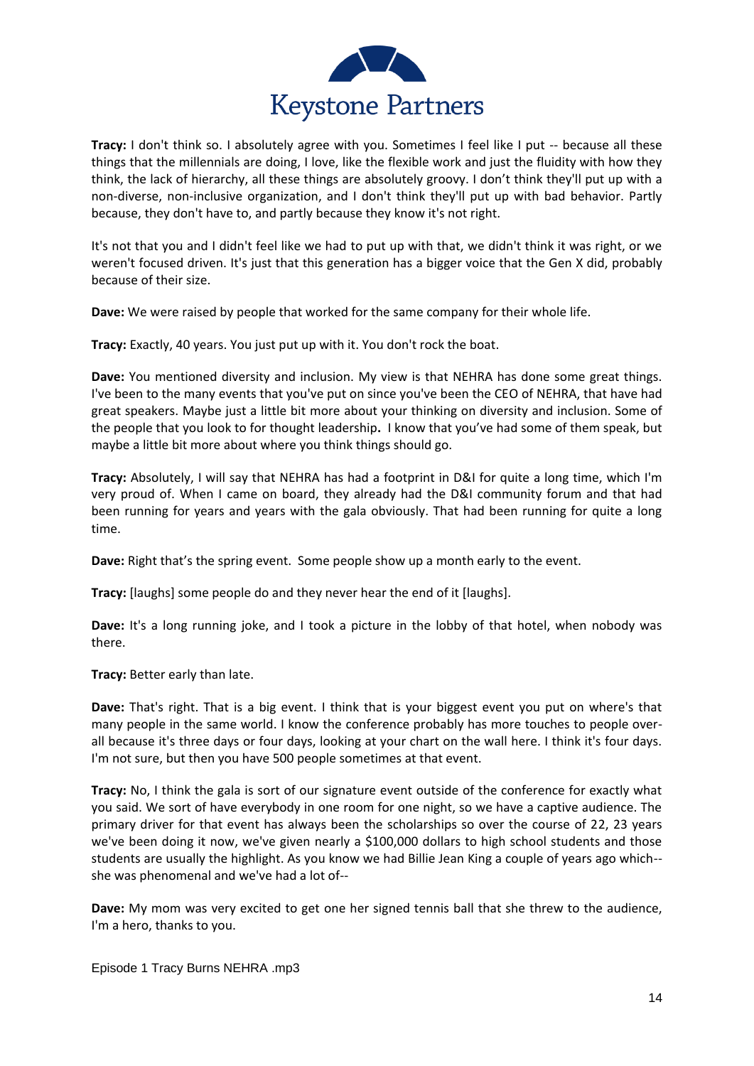**Tracy:** I don't think so. I absolutely agree with you. Sometimes I feel like I put -- because all these things that the millennials are doing, I love, like the flexible work and just the fluidity with how they think, the lack of hierarchy, all these things are absolutely groovy. I don't think they'll put up with a non-diverse, non-inclusive organization, and I don't think they'll put up with bad behavior. Partly because, they don't have to, and partly because they know it's not right.

It's not that you and I didn't feel like we had to put up with that, we didn't think it was right, or we weren't focused driven. It's just that this generation has a bigger voice that the Gen X did, probably because of their size.

**Dave:** We were raised by people that worked for the same company for their whole life.

**Tracy:** Exactly, 40 years. You just put up with it. You don't rock the boat.

**Dave:** You mentioned diversity and inclusion. My view is that NEHRA has done some great things. I've been to the many events that you've put on since you've been the CEO of NEHRA, that have had great speakers. Maybe just a little bit more about your thinking on diversity and inclusion. Some of the people that you look to for thought leadership**.** I know that you've had some of them speak, but maybe a little bit more about where you think things should go.

**Tracy:** Absolutely, I will say that NEHRA has had a footprint in D&I for quite a long time, which I'm very proud of. When I came on board, they already had the D&I community forum and that had been running for years and years with the gala obviously. That had been running for quite a long time.

**Dave:** Right that's the spring event. Some people show up a month early to the event.

**Tracy:** [laughs] some people do and they never hear the end of it [laughs].

**Dave:** It's a long running joke, and I took a picture in the lobby of that hotel, when nobody was there.

**Tracy:** Better early than late.

**Dave:** That's right. That is a big event. I think that is your biggest event you put on where's that many people in the same world. I know the conference probably has more touches to people over-all because it's three days or four days, looking at your chart on the wall here. I think it's four days. I'm not sure, but then you have 500 people sometimes at that event.

**Tracy:** No, I think the gala is sort of our signature event outside of the conference for exactly what you said. We sort of have everybody in one room for one night, so we have a captive audience. The primary driver for that event has always been the scholarships so over the course of 22, 23 years we've been doing it now, we've given nearly a $100,000 dollars to high school students and those students are usually the highlight. As you know we had Billie Jean King a couple of years ago which-- she was phenomenal and we've had a lot of--

**Dave:** My mom was very excited to get one her signed tennis ball that she threw to the audience, I'm a hero, thanks to you.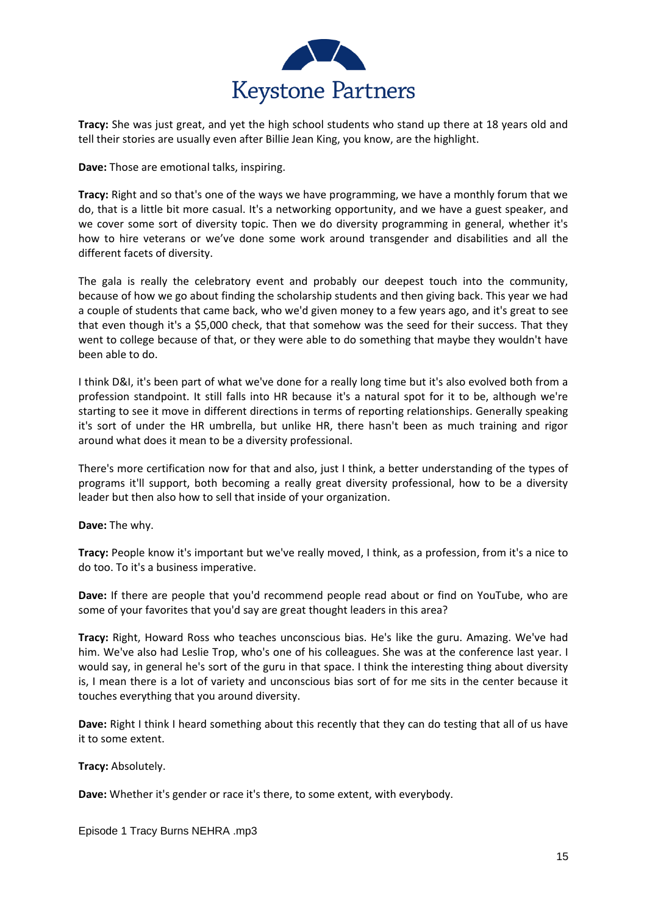**Tracy:** She was just great, and yet the high school students who stand up there at 18 years old and tell their stories are usually even after Billie Jean King, you know, are the highlight.

**Dave:** Those are emotional talks, inspiring.

**Tracy:** Right and so that's one of the ways we have programming, we have a monthly forum that we do, that is a little bit more casual. It's a networking opportunity, and we have a guest speaker, and we cover some sort of diversity topic. Then we do diversity programming in general, whether it's how to hire veterans or we've done some work around transgender and disabilities and all the different facets of diversity.

The gala is really the celebratory event and probably our deepest touch into the community, because of how we go about finding the scholarship students and then giving back. This year we had a couple of students that came back, who we'd given money to a few years ago, and it's great to see that even though it's a $5,000 check, that that somehow was the seed for their success. That they went to college because of that, or they were able to do something that maybe they wouldn't have been able to do.

I think D&I, it's been part of what we've done for a really long time but it's also evolved both from a profession standpoint. It still falls into HR because it's a natural spot for it to be, although we're starting to see it move in different directions in terms of reporting relationships. Generally speaking it's sort of under the HR umbrella, but unlike HR, there hasn't been as much training and rigor around what does it mean to be a diversity professional.

There's more certification now for that and also, just I think, a better understanding of the types of programs it'll support, both becoming a really great diversity professional, how to be a diversity leader but then also how to sell that inside of your organization.

**Dave:** The why.

**Tracy:** People know it's important but we've really moved, I think, as a profession, from it's a nice to do too. To it's a business imperative.

**Dave:** If there are people that you'd recommend people read about or find on YouTube, who are some of your favorites that you'd say are great thought leaders in this area?

**Tracy:** Right, Howard Ross who teaches unconscious bias. He's like the guru. Amazing. We've had him. We've also had Leslie Trop, who's one of his colleagues. She was at the conference last year. I would say, in general he's sort of the guru in that space. I think the interesting thing about diversity is, I mean there is a lot of variety and unconscious bias sort of for me sits in the center because it touches everything that you around diversity.

**Dave:** Right I think I heard something about this recently that they can do testing that all of us have it to some extent.

**Tracy:** Absolutely.

**Dave:** Whether it's gender or race it's there, to some extent, with everybody.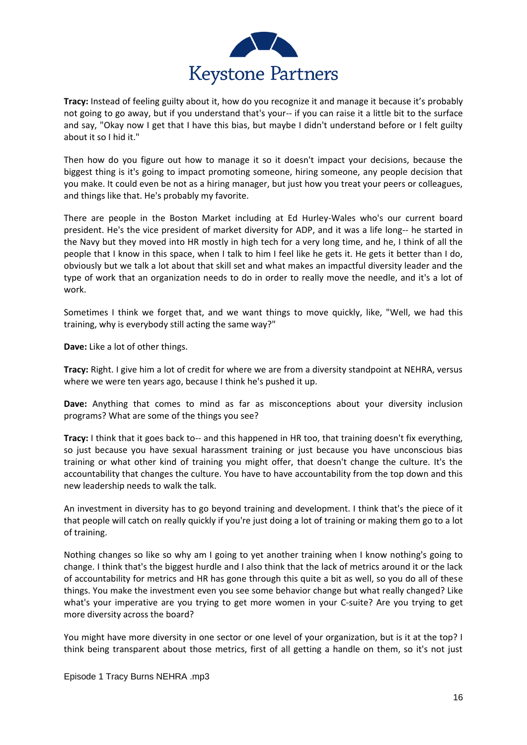**Tracy:** Instead of feeling guilty about it, how do you recognize it and manage it because it's probably not going to go away, but if you understand that's your-- if you can raise it a little bit to the surface and say, "Okay now I get that I have this bias, but maybe I didn't understand before or I felt guilty about it so I hid it."

Then how do you figure out how to manage it so it doesn't impact your decisions, because the biggest thing is it's going to impact promoting someone, hiring someone, any people decision that you make. It could even be not as a hiring manager, but just how you treat your peers or colleagues, and things like that. He's probably my favorite.

There are people in the Boston Market including at Ed Hurley-Wales who's our current board president. He's the vice president of market diversity for ADP, and it was a life long-- he started in the Navy but they moved into HR mostly in high tech for a very long time, and he, I think of all the people that I know in this space, when I talk to him I feel like he gets it. He gets it better than I do, obviously but we talk a lot about that skill set and what makes an impactful diversity leader and the type of work that an organization needs to do in order to really move the needle, and it's a lot of work.

Sometimes I think we forget that, and we want things to move quickly, like, "Well, we had this training, why is everybody still acting the same way?"

**Dave:** Like a lot of other things.

**Tracy:** Right. I give him a lot of credit for where we are from a diversity standpoint at NEHRA, versus where we were ten years ago, because I think he's pushed it up.

**Dave:** Anything that comes to mind as far as misconceptions about your diversity inclusion programs? What are some of the things you see?

**Tracy:** I think that it goes back to-- and this happened in HR too, that training doesn't fix everything, so just because you have sexual harassment training or just because you have unconscious bias training or what other kind of training you might offer, that doesn't change the culture. It's the accountability that changes the culture. You have to have accountability from the top down and this new leadership needs to walk the talk.

An investment in diversity has to go beyond training and development. I think that's the piece of it that people will catch on really quickly if you're just doing a lot of training or making them go to a lot of training.

Nothing changes so like so why am I going to yet another training when I know nothing's going to change. I think that's the biggest hurdle and I also think that the lack of metrics around it or the lack of accountability for metrics and HR has gone through this quite a bit as well, so you do all of these things. You make the investment even you see some behavior change but what really changed? Like what's your imperative are you trying to get more women in your C-suite? Are you trying to get more diversity across the board?

You might have more diversity in one sector or one level of your organization, but is it at the top? I think being transparent about those metrics, first of all getting a handle on them, so it's not just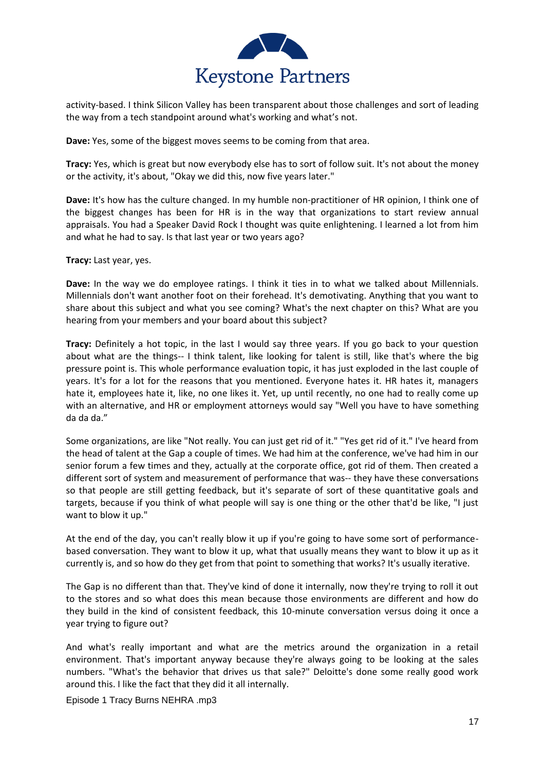activity-based. I think Silicon Valley has been transparent about those challenges and sort of leading the way from a tech standpoint around what's working and what's not.

**Dave:** Yes, some of the biggest moves seems to be coming from that area.

**Tracy:** Yes, which is great but now everybody else has to sort of follow suit. It's not about the money or the activity, it's about, "Okay we did this, now five years later."

**Dave:** It's how has the culture changed. In my humble non-practitioner of HR opinion, I think one of the biggest changes has been for HR is in the way that organizations to start review annual appraisals. You had a Speaker David Rock I thought was quite enlightening. I learned a lot from him and what he had to say. Is that last year or two years ago?

**Tracy:** Last year, yes.

**Dave:** In the way we do employee ratings. I think it ties in to what we talked about Millennials. Millennials don't want another foot on their forehead. It's demotivating. Anything that you want to share about this subject and what you see coming? What's the next chapter on this? What are you hearing from your members and your board about this subject?

**Tracy:** Definitely a hot topic, in the last I would say three years. If you go back to your question about what are the things-- I think talent, like looking for talent is still, like that's where the big pressure point is. This whole performance evaluation topic, it has just exploded in the last couple of years. It's for a lot for the reasons that you mentioned. Everyone hates it. HR hates it, managers hate it, employees hate it, like, no one likes it. Yet, up until recently, no one had to really come up with an alternative, and HR or employment attorneys would say "Well you have to have something da da da."

Some organizations, are like "Not really. You can just get rid of it." "Yes get rid of it." I've heard from the head of talent at the Gap a couple of times. We had him at the conference, we've had him in our senior forum a few times and they, actually at the corporate office, got rid of them. Then created a different sort of system and measurement of performance that was-- they have these conversations so that people are still getting feedback, but it's separate of sort of these quantitative goals and targets, because if you think of what people will say is one thing or the other that'd be like, "I just want to blow it up."

At the end of the day, you can't really blow it up if you're going to have some sort of performance-based conversation. They want to blow it up, what that usually means they want to blow it up as it currently is, and so how do they get from that point to something that works? It's usually iterative.

The Gap is no different than that. They've kind of done it internally, now they're trying to roll it out to the stores and so what does this mean because those environments are different and how do they build in the kind of consistent feedback, this 10-minute conversation versus doing it once a year trying to figure out?

And what's really important and what are the metrics around the organization in a retail environment. That's important anyway because they're always going to be looking at the sales numbers. "What's the behavior that drives us that sale?" Deloitte's done some really good work around this. I like the fact that they did it all internally.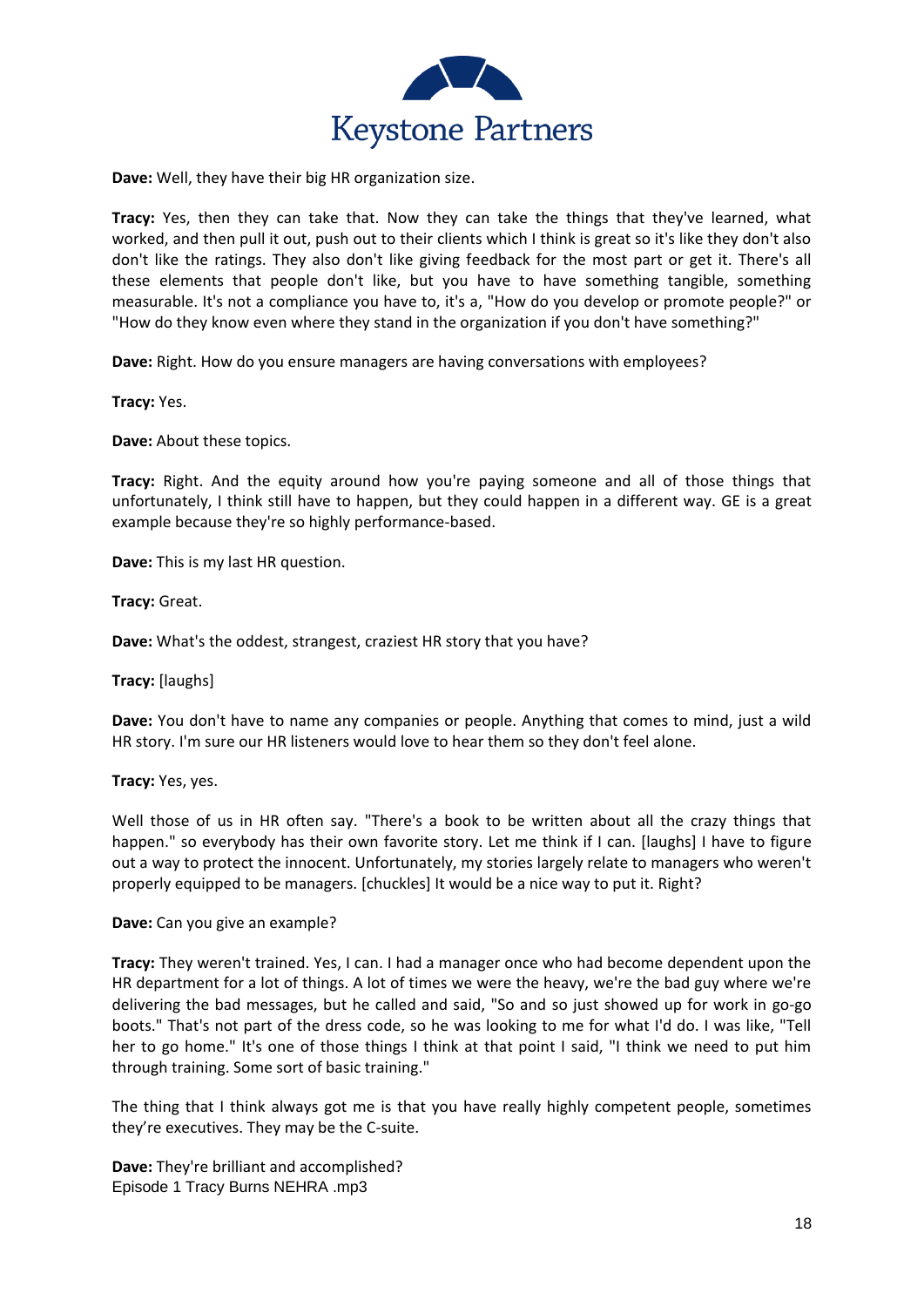**Dave:** Well, they have their big HR organization size.

**Tracy:** Yes, then they can take that. Now they can take the things that they've learned, what worked, and then pull it out, push out to their clients which I think is great so it's like they don't also don't like the ratings. They also don't like giving feedback for the most part or get it. There's all these elements that people don't like, but you have to have something tangible, something measurable. It's not a compliance you have to, it's a, "How do you develop or promote people?" or "How do they know even where they stand in the organization if you don't have something?"

**Dave:** Right. How do you ensure managers are having conversations with employees?

**Tracy:** Yes.

**Dave:** About these topics.

**Tracy:** Right. And the equity around how you're paying someone and all of those things that unfortunately, I think still have to happen, but they could happen in a different way. GE is a great example because they're so highly performance-based.

**Dave:** This is my last HR question.

**Tracy:** Great.

**Dave:** What's the oddest, strangest, craziest HR story that you have?

**Tracy:** [laughs]

**Dave:** You don't have to name any companies or people. Anything that comes to mind, just a wild HR story. I'm sure our HR listeners would love to hear them so they don't feel alone.

**Tracy:** Yes, yes.

Well those of us in HR often say. "There's a book to be written about all the crazy things that happen." so everybody has their own favorite story. Let me think if I can. [laughs] I have to figure out a way to protect the innocent. Unfortunately, my stories largely relate to managers who weren't properly equipped to be managers. [chuckles] It would be a nice way to put it. Right?

**Dave:** Can you give an example?

**Tracy:** They weren't trained. Yes, I can. I had a manager once who had become dependent upon the HR department for a lot of things. A lot of times we were the heavy, we're the bad guy where we're delivering the bad messages, but he called and said, "So and so just showed up for work in go-go boots." That's not part of the dress code, so he was looking to me for what I'd do. I was like, "Tell her to go home." It's one of those things I think at that point I said, "I think we need to put him through training. Some sort of basic training."

The thing that I think always got me is that you have really highly competent people, sometimes they're executives. They may be the C-suite.

**Dave:** They're brilliant and accomplished?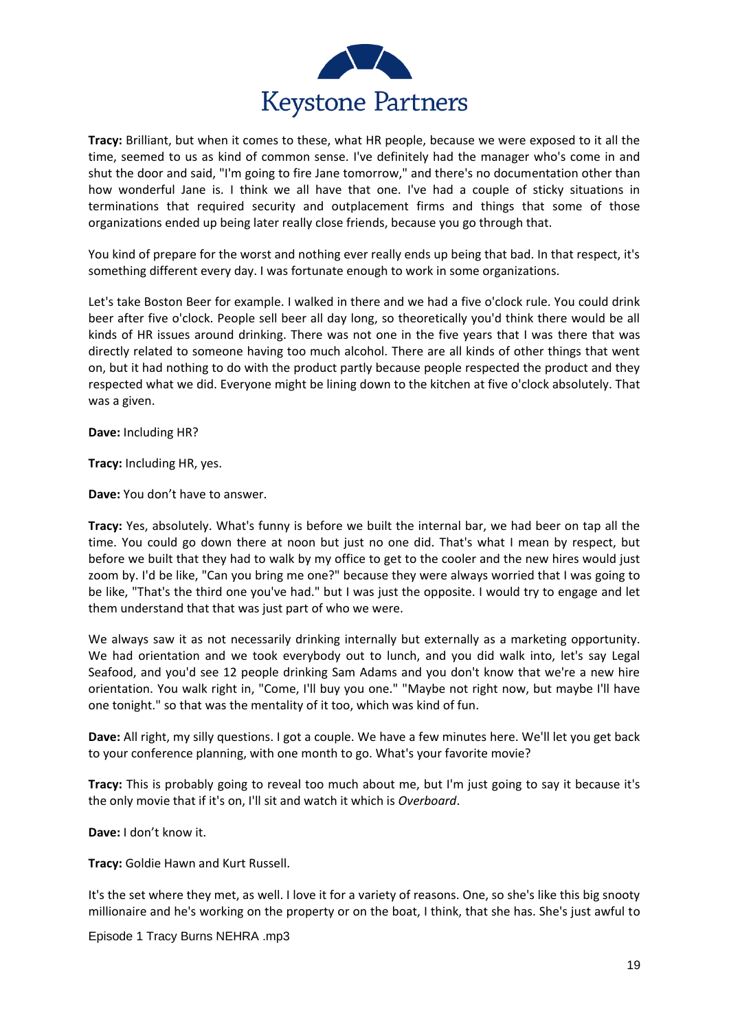**Tracy:** Brilliant, but when it comes to these, what HR people, because we were exposed to it all the time, seemed to us as kind of common sense. I've definitely had the manager who's come in and shut the door and said, "I'm going to fire Jane tomorrow," and there's no documentation other than how wonderful Jane is. I think we all have that one. I've had a couple of sticky situations in terminations that required security and outplacement firms and things that some of those organizations ended up being later really close friends, because you go through that.

You kind of prepare for the worst and nothing ever really ends up being that bad. In that respect, it's something different every day. I was fortunate enough to work in some organizations.

Let's take Boston Beer for example. I walked in there and we had a five o'clock rule. You could drink beer after five o'clock. People sell beer all day long, so theoretically you'd think there would be all kinds of HR issues around drinking. There was not one in the five years that I was there that was directly related to someone having too much alcohol. There are all kinds of other things that went on, but it had nothing to do with the product partly because people respected the product and they respected what we did. Everyone might be lining down to the kitchen at five o'clock absolutely. That was a given.

**Dave:** Including HR?

**Tracy:** Including HR, yes.

**Dave:** You don't have to answer.

**Tracy:** Yes, absolutely. What's funny is before we built the internal bar, we had beer on tap all the time. You could go down there at noon but just no one did. That's what I mean by respect, but before we built that they had to walk by my office to get to the cooler and the new hires would just zoom by. I'd be like, "Can you bring me one?" because they were always worried that I was going to be like, "That's the third one you've had." but I was just the opposite. I would try to engage and let them understand that that was just part of who we were.

We always saw it as not necessarily drinking internally but externally as a marketing opportunity. We had orientation and we took everybody out to lunch, and you did walk into, let's say Legal Seafood, and you'd see 12 people drinking Sam Adams and you don't know that we're a new hire orientation. You walk right in, "Come, I'll buy you one." "Maybe not right now, but maybe I'll have one tonight." so that was the mentality of it too, which was kind of fun.

**Dave:** All right, my silly questions. I got a couple. We have a few minutes here. We'll let you get back to your conference planning, with one month to go. What's your favorite movie?

**Tracy:** This is probably going to reveal too much about me, but I'm just going to say it because it's the only movie that if it's on, I'll sit and watch it which is *Overboard*.

**Dave:** I don't know it.

**Tracy:** Goldie Hawn and Kurt Russell.

It's the set where they met, as well. I love it for a variety of reasons. One, so she's like this big snooty millionaire and he's working on the property or on the boat, I think, that she has. She's just awful to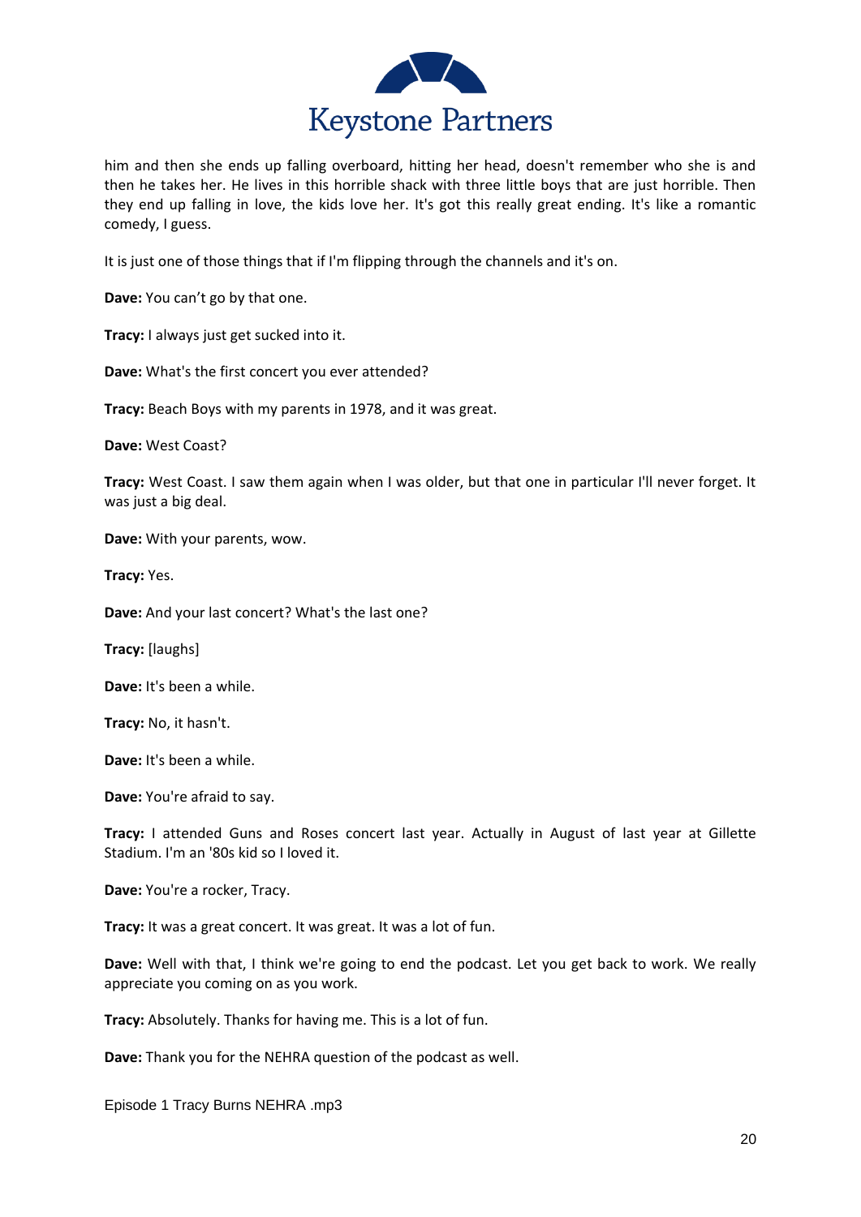him and then she ends up falling overboard, hitting her head, doesn't remember who she is and then he takes her. He lives in this horrible shack with three little boys that are just horrible. Then they end up falling in love, the kids love her. It's got this really great ending. It's like a romantic comedy, I guess.

It is just one of those things that if I'm flipping through the channels and it's on.

**Dave:** You can't go by that one.

**Tracy:** I always just get sucked into it.

**Dave:** What's the first concert you ever attended?

**Tracy:** Beach Boys with my parents in 1978, and it was great.

**Dave:** West Coast?

**Tracy:** West Coast. I saw them again when I was older, but that one in particular I'll never forget. It was just a big deal.

**Dave:** With your parents, wow.

**Tracy:** Yes.

**Dave:** And your last concert? What's the last one?

**Tracy:** [laughs]

**Dave:** It's been a while.

**Tracy:** No, it hasn't.

**Dave:** It's been a while.

**Dave:** You're afraid to say.

**Tracy:** I attended Guns and Roses concert last year. Actually in August of last year at Gillette Stadium. I'm an '80s kid so I loved it.

**Dave:** You're a rocker, Tracy.

**Tracy:** It was a great concert. It was great. It was a lot of fun.

**Dave:** Well with that, I think we're going to end the podcast. Let you get back to work. We really appreciate you coming on as you work.

**Tracy:** Absolutely. Thanks for having me. This is a lot of fun.

**Dave:** Thank you for the NEHRA question of the podcast as well.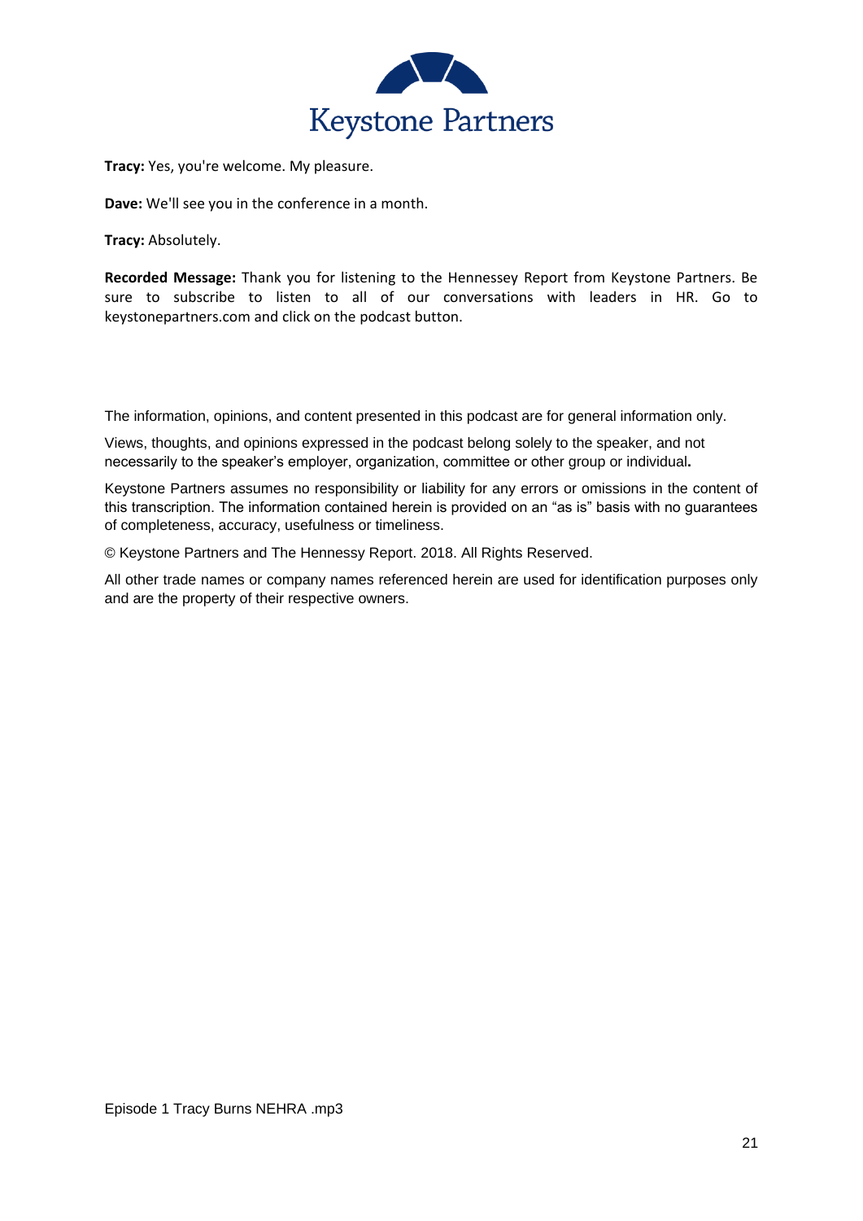**Tracy:** Yes, you're welcome. My pleasure.

**Dave:** We'll see you in the conference in a month.

**Tracy:** Absolutely.

**Recorded Message:** Thank you for listening to the Hennessey Report from Keystone Partners. Be sure to subscribe to listen to all of our conversations with leaders in HR. Go to keystonepartners.com and click on the podcast button.

The information, opinions, and content presented in this podcast are for general information only.

Views, thoughts, and opinions expressed in the podcast belong solely to the speaker, and not necessarily to the speaker's employer, organization, committee or other group or individual.

Keystone Partners assumes no responsibility or liability for any errors or omissions in the content of this transcription. The information contained herein is provided on an "as is" basis with no guarantees of completeness, accuracy, usefulness or timeliness.

© Keystone Partners and The Hennessy Report. 2018. All Rights Reserved.

All other trade names or company names referenced herein are used for identification purposes only and are the property of their respective owners.